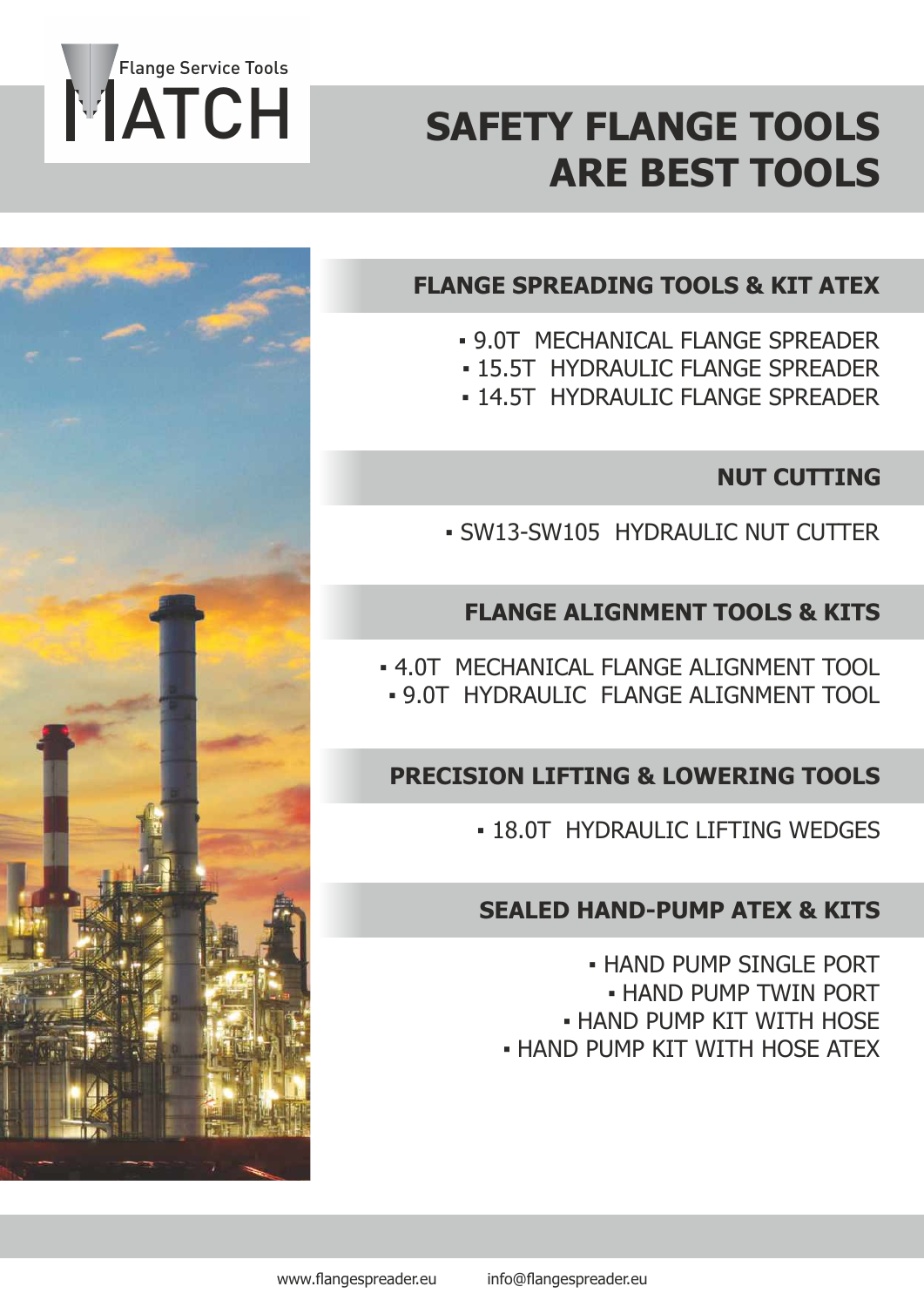MATCH Flange Service Tools

# SAFETY FLANGE TOOLS ARE BEST TOOLS

## FLANGE SPREADING TOOLS & KIT ATEX

- 9.0T MECHANICAL FLANGE SPREADER
- 15.5T HYDRAULIC FLANGE SPREADER
- 14.5T HYDRAULIC FLANGE SPREADER

## NUT CUTTING

- SW13-SW105 HYDRAULIC NUT CUTTER

## FLANGE ALIGNMENT TOOLS & KITS

- 4.0T MECHANICAL FLANGE ALIGNMENT TOOL
- 9.0T HYDRAULIC FLANGE ALIGNMENT TOOL

## PRECISION LIFTING & LOWERING TOOLS

- 18.0T HYDRAULIC LIFTING WEDGES

## SEALED HAND-PUMP ATEX & KITS

- HAND PUMP SINGLE PORT
- HAND PUMP TWIN PORT
- HAND PUMP KIT WITH HOSE
- HAND PUMP KIT WITH HOSE ATEX

www.flangespreader.eu info@flangespreader.eu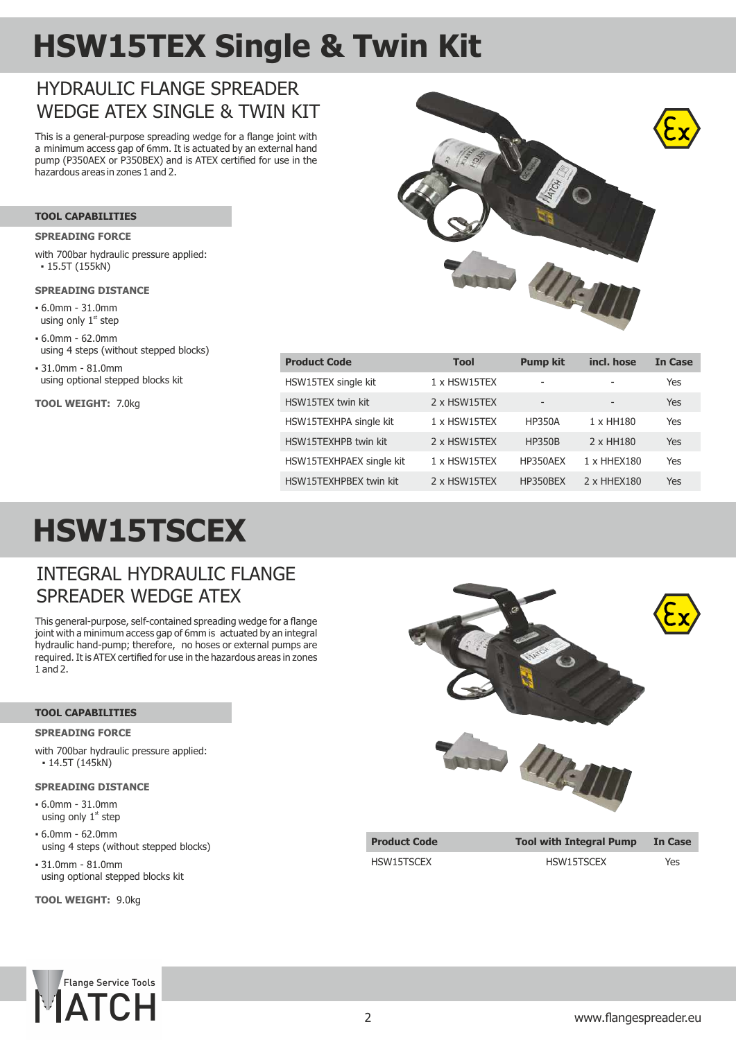# HSW15TEX Single & Twin Kit

## HYDRAULIC FLANGE SPREADER WEDGE ATEX SINGLE & TWIN KIT

This is a general-purpose spreading wedge for a flange joint with a minimum access gap of 6mm. It is actuated by an external hand pump (P350AEX or P350BEX) and is ATEX certified for use in the hazardous areas in zones 1 and 2.

### TOOL CAPABILITIES

**SPREADING FORCE**

with 700bar hydraulic pressure applied:
- 15.5T (155kN)

**SPREADING DISTANCE**

- 6.0mm - 31.0mm
  using only 1st step
- 6.0mm - 62.0mm
  using 4 steps (without stepped blocks)
- 31.0mm - 81.0mm
  using optional stepped blocks kit

**TOOL WEIGHT:** 7.0kg

| Product Code | Tool | Pump kit | incl. hose | In Case |
|---|---|---|---|---|
| HSW15TEX single kit | 1 x HSW15TEX | - | - | Yes |
| HSW15TEX twin kit | 2 x HSW15TEX | - | - | Yes |
| HSW15TEXHPA single kit | 1 x HSW15TEX | HP350A | 1 x HH180 | Yes |
| HSW15TEXHPB twin kit | 2 x HSW15TEX | HP350B | 2 x HH180 | Yes |
| HSW15TEXHPAEX single kit | 1 x HSW15TEX | HP350AEX | 1 x HHEX180 | Yes |
| HSW15TEXHPBEX twin kit | 2 x HSW15TEX | HP350BEX | 2 x HHEX180 | Yes |

# HSW15TSCEX

## INTEGRAL HYDRAULIC FLANGE SPREADER WEDGE ATEX

This general-purpose, self-contained spreading wedge for a flange joint with a minimum access gap of 6mm is actuated by an integral hydraulic hand-pump; therefore, no hoses or external pumps are required. It is ATEX certified for use in the hazardous areas in zones 1 and 2.

### TOOL CAPABILITIES

**SPREADING FORCE**

with 700bar hydraulic pressure applied:
- 14.5T (145kN)

**SPREADING DISTANCE**

- 6.0mm - 31.0mm
  using only 1st step
- 6.0mm - 62.0mm
  using 4 steps (without stepped blocks)
- 31.0mm - 81.0mm
  using optional stepped blocks kit

**TOOL WEIGHT:** 9.0kg

| Product Code | Tool with Integral Pump | In Case |
|---|---|---|
| HSW15TSCEX | HSW15TSCEX | Yes |

Flange Service Tools MATCH

www.flangespreader.eu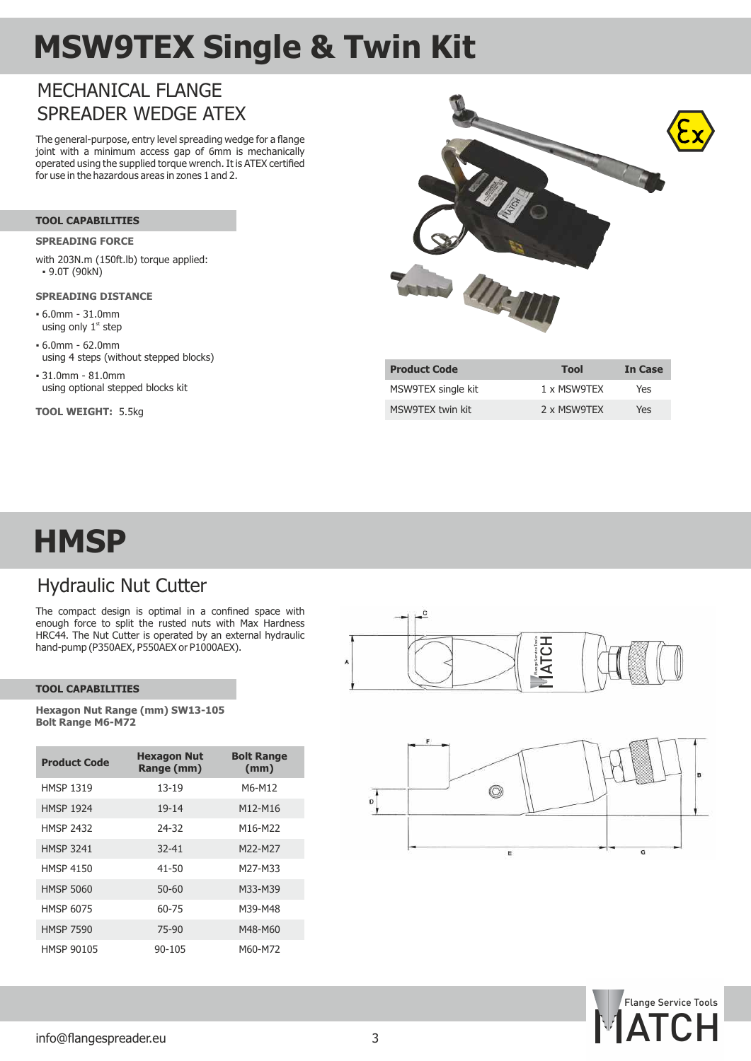# MSW9TEX Single & Twin Kit

## MECHANICAL FLANGE SPREADER WEDGE ATEX

The general-purpose, entry level spreading wedge for a flange joint with a minimum access gap of 6mm is mechanically operated using the supplied torque wrench. It is ATEX certified for use in the hazardous areas in zones 1 and 2.

### TOOL CAPABILITIES

**SPREADING FORCE**

with 203N.m (150ft.lb) torque applied:
- 9.0T (90kN)

**SPREADING DISTANCE**

- 6.0mm - 31.0mm using only 1st step
- 6.0mm - 62.0mm using 4 steps (without stepped blocks)
- 31.0mm - 81.0mm using optional stepped blocks kit

**TOOL WEIGHT:** 5.5kg

| Product Code | Tool | In Case |
|---|---|---|
| MSW9TEX single kit | 1 x MSW9TEX | Yes |
| MSW9TEX twin kit | 2 x MSW9TEX | Yes |

# HMSP

## Hydraulic Nut Cutter

The compact design is optimal in a confined space with enough force to split the rusted nuts with Max Hardness HRC44. The Nut Cutter is operated by an external hydraulic hand-pump (P350AEX, P550AEX or P1000AEX).

### TOOL CAPABILITIES

**Hexagon Nut Range (mm) SW13-105**
**Bolt Range M6-M72**

| Product Code | Hexagon Nut Range (mm) | Bolt Range (mm) |
|---|---|---|
| HMSP 1319 | 13-19 | M6-M12 |
| HMSP 1924 | 19-14 | M12-M16 |
| HMSP 2432 | 24-32 | M16-M22 |
| HMSP 3241 | 32-41 | M22-M27 |
| HMSP 4150 | 41-50 | M27-M33 |
| HMSP 5060 | 50-60 | M33-M39 |
| HMSP 6075 | 60-75 | M39-M48 |
| HMSP 7590 | 75-90 | M48-M60 |
| HMSP 90105 | 90-105 | M60-M72 |

info@flangespreader.eu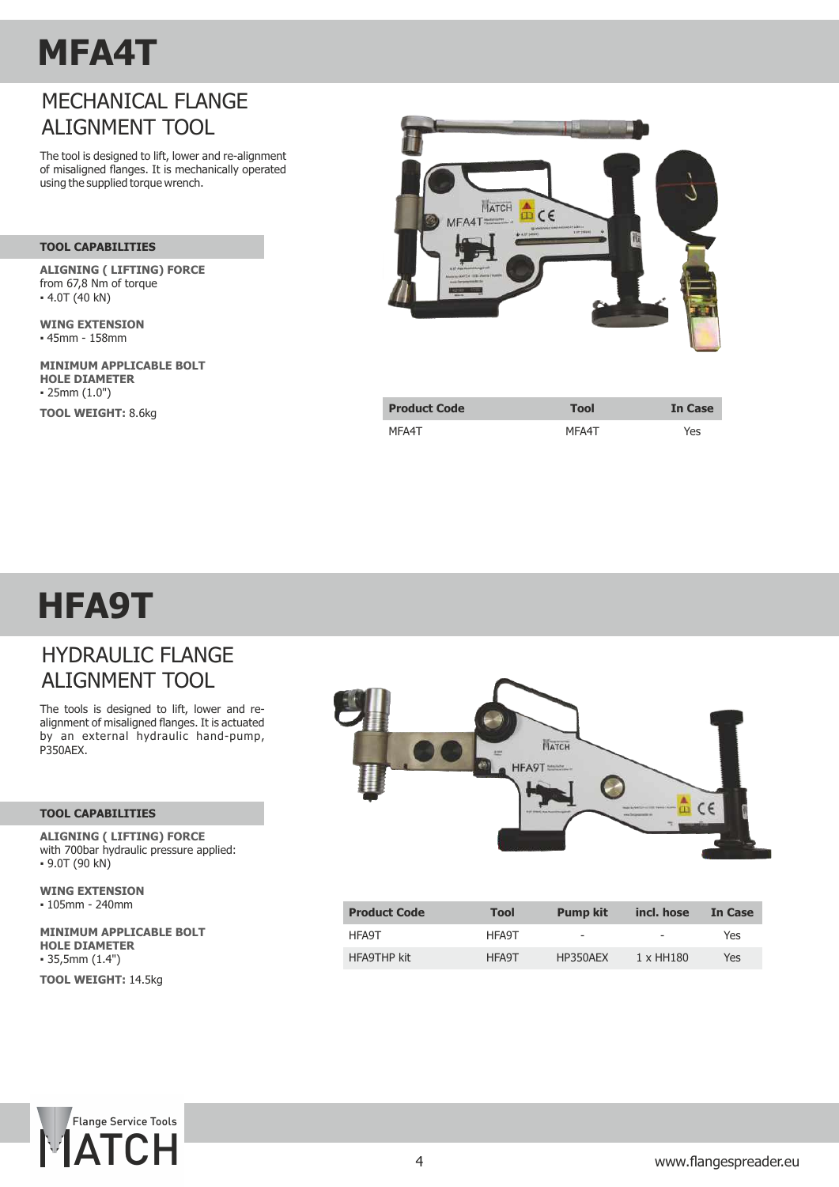# MFA4T

## MECHANICAL FLANGE ALIGNMENT TOOL

The tool is designed to lift, lower and re-alignment of misaligned flanges. It is mechanically operated using the supplied torque wrench.

### TOOL CAPABILITIES

**ALIGNING ( LIFTING) FORCE**
from 67,8 Nm of torque
▪ 4.0T (40 kN)

**WING EXTENSION**
▪ 45mm - 158mm

**MINIMUM APPLICABLE BOLT HOLE DIAMETER**
▪ 25mm (1.0")

**TOOL WEIGHT:** 8.6kg

| Product Code | Tool | In Case |
|---|---|---|
| MFA4T | MFA4T | Yes |

# HFA9T

## HYDRAULIC FLANGE ALIGNMENT TOOL

The tools is designed to lift, lower and re-alignment of misaligned flanges. It is actuated by an external hydraulic hand-pump, P350AEX.

### TOOL CAPABILITIES

**ALIGNING ( LIFTING) FORCE**
with 700bar hydraulic pressure applied:
▪ 9.0T (90 kN)

**WING EXTENSION**
▪ 105mm - 240mm

**MINIMUM APPLICABLE BOLT HOLE DIAMETER**
▪ 35,5mm (1.4")

**TOOL WEIGHT:** 14.5kg

| Product Code | Tool | Pump kit | incl. hose | In Case |
|---|---|---|---|---|
| HFA9T | HFA9T | - | - | Yes |
| HFA9THP kit | HFA9T | HP350AEX | 1 x HH180 | Yes |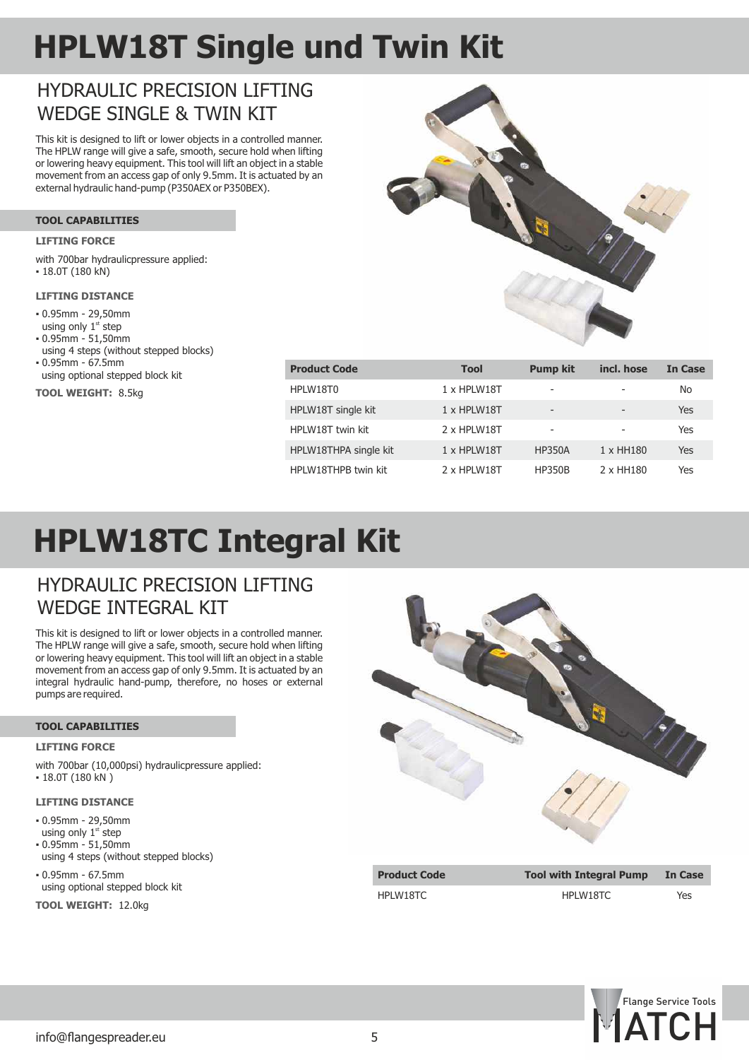# HPLW18T Single und Twin Kit

## HYDRAULIC PRECISION LIFTING WEDGE SINGLE & TWIN KIT

This kit is designed to lift or lower objects in a controlled manner. The HPLW range will give a safe, smooth, secure hold when lifting or lowering heavy equipment. This tool will lift an object in a stable movement from an access gap of only 9.5mm. It is actuated by an external hydraulic hand-pump (P350AEX or P350BEX).

### TOOL CAPABILITIES

**LIFTING FORCE**

with 700bar hydraulicpressure applied:
- 18.0T (180 kN)

**LIFTING DISTANCE**

- 0.95mm - 29,50mm using only 1st step
- 0.95mm - 51,50mm using 4 steps (without stepped blocks)
- 0.95mm - 67.5mm using optional stepped block kit

**TOOL WEIGHT:** 8.5kg

| Product Code | Tool | Pump kit | incl. hose | In Case |
|---|---|---|---|---|
| HPLW18T0 | 1 x HPLW18T | - | - | No |
| HPLW18T single kit | 1 x HPLW18T | - | - | Yes |
| HPLW18T twin kit | 2 x HPLW18T | - | - | Yes |
| HPLW18THPA single kit | 1 x HPLW18T | HP350A | 1 x HH180 | Yes |
| HPLW18THPB twin kit | 2 x HPLW18T | HP350B | 2 x HH180 | Yes |

# HPLW18TC Integral Kit

## HYDRAULIC PRECISION LIFTING WEDGE INTEGRAL KIT

This kit is designed to lift or lower objects in a controlled manner. The HPLW range will give a safe, smooth, secure hold when lifting or lowering heavy equipment. This tool will lift an object in a stable movement from an access gap of only 9.5mm. It is actuated by an integral hydraulic hand-pump, therefore, no hoses or external pumps are required.

### TOOL CAPABILITIES

**LIFTING FORCE**

with 700bar (10,000psi) hydraulicpressure applied:
- 18.0T (180 kN )

**LIFTING DISTANCE**

- 0.95mm - 29,50mm using only 1st step
- 0.95mm - 51,50mm using 4 steps (without stepped blocks)
- 0.95mm - 67.5mm using optional stepped block kit

**TOOL WEIGHT:** 12.0kg

| Product Code | Tool with Integral Pump | In Case |
|---|---|---|
| HPLW18TC | HPLW18TC | Yes |

info@flangespreader.eu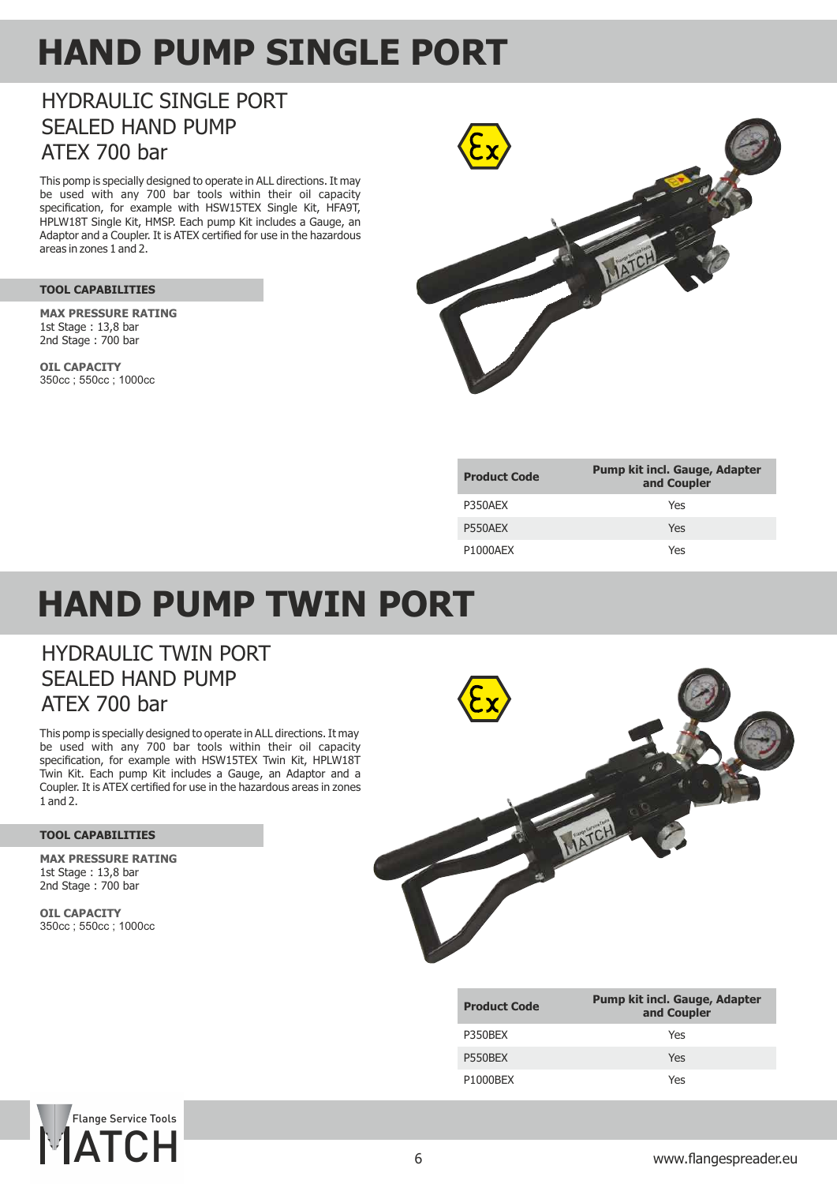# HAND PUMP SINGLE PORT

## HYDRAULIC SINGLE PORT SEALED HAND PUMP ATEX 700 bar

This pomp is specially designed to operate in ALL directions. It may be used with any 700 bar tools within their oil capacity specification, for example with HSW15TEX Single Kit, HFA9T, HPLW18T Single Kit, HMSP. Each pump Kit includes a Gauge, an Adaptor and a Coupler. It is ATEX certified for use in the hazardous areas in zones 1 and 2.

### TOOL CAPABILITIES

**MAX PRESSURE RATING**
1st Stage : 13,8 bar
2nd Stage : 700 bar

**OIL CAPACITY**
350cc ; 550cc ; 1000cc

| Product Code | Pump kit incl. Gauge, Adapter and Coupler |
|---|---|
| P350AEX | Yes |
| P550AEX | Yes |
| P1000AEX | Yes |

# HAND PUMP TWIN PORT

## HYDRAULIC TWIN PORT SEALED HAND PUMP ATEX 700 bar

This pomp is specially designed to operate in ALL directions. It may be used with any 700 bar tools within their oil capacity specification, for example with HSW15TEX Twin Kit, HPLW18T Twin Kit. Each pump Kit includes a Gauge, an Adaptor and a Coupler. It is ATEX certified for use in the hazardous areas in zones 1 and 2.

### TOOL CAPABILITIES

**MAX PRESSURE RATING**
1st Stage : 13,8 bar
2nd Stage : 700 bar

**OIL CAPACITY**
350cc ; 550cc ; 1000cc

| Product Code | Pump kit incl. Gauge, Adapter and Coupler |
|---|---|
| P350BEX | Yes |
| P550BEX | Yes |
| P1000BEX | Yes |

www.flangespreader.eu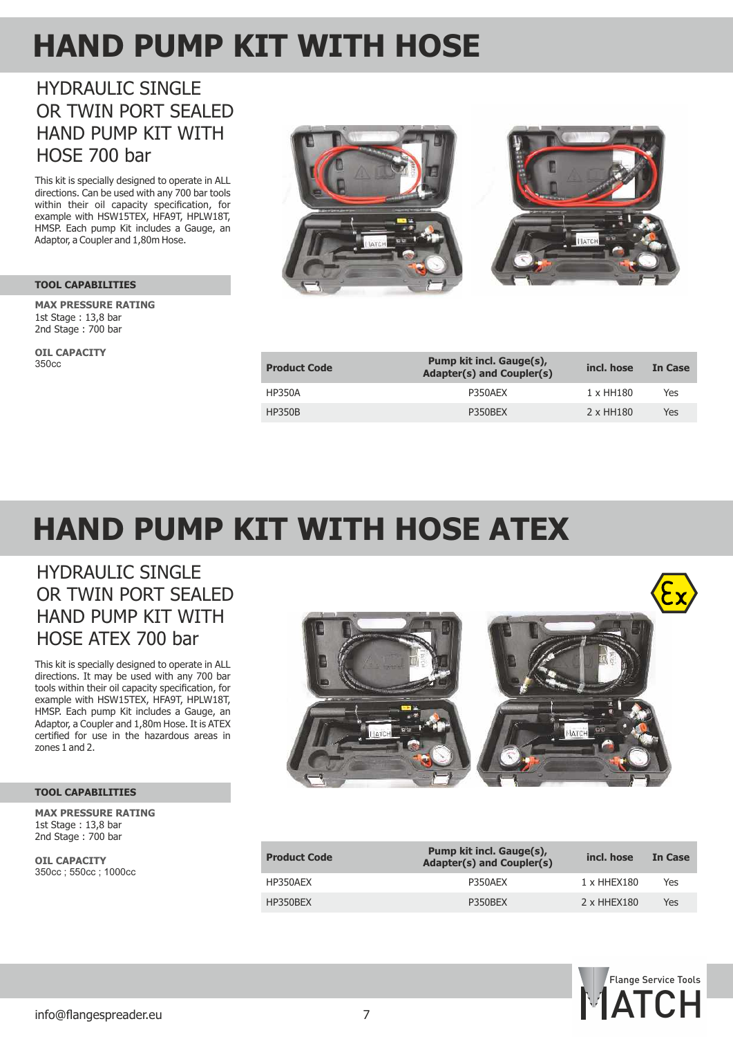# HAND PUMP KIT WITH HOSE

## HYDRAULIC SINGLE OR TWIN PORT SEALED HAND PUMP KIT WITH HOSE 700 bar

This kit is specially designed to operate in ALL directions. Can be used with any 700 bar tools within their oil capacity specification, for example with HSW15TEX, HFA9T, HPLW18T, HMSP. Each pump Kit includes a Gauge, an Adaptor, a Coupler and 1,80m Hose.

### TOOL CAPABILITIES

**MAX PRESSURE RATING**
1st Stage : 13,8 bar
2nd Stage : 700 bar

**OIL CAPACITY**
350cc

| Product Code | Pump kit incl. Gauge(s), Adapter(s) and Coupler(s) | incl. hose | In Case |
|---|---|---|---|
| HP350A | P350AEX | 1 x HH180 | Yes |
| HP350B | P350BEX | 2 x HH180 | Yes |

# HAND PUMP KIT WITH HOSE ATEX

## HYDRAULIC SINGLE OR TWIN PORT SEALED HAND PUMP KIT WITH HOSE ATEX 700 bar

This kit is specially designed to operate in ALL directions. It may be used with any 700 bar tools within their oil capacity specification, for example with HSW15TEX, HFA9T, HPLW18T, HMSP. Each pump Kit includes a Gauge, an Adaptor, a Coupler and 1,80m Hose. It is ATEX certified for use in the hazardous areas in zones 1 and 2.

### TOOL CAPABILITIES

**MAX PRESSURE RATING**
1st Stage : 13,8 bar
2nd Stage : 700 bar

**OIL CAPACITY**
350cc ; 550cc ; 1000cc

| Product Code | Pump kit incl. Gauge(s), Adapter(s) and Coupler(s) | incl. hose | In Case |
|---|---|---|---|
| HP350AEX | P350AEX | 1 x HHEX180 | Yes |
| HP350BEX | P350BEX | 2 x HHEX180 | Yes |

info@flangespreader.eu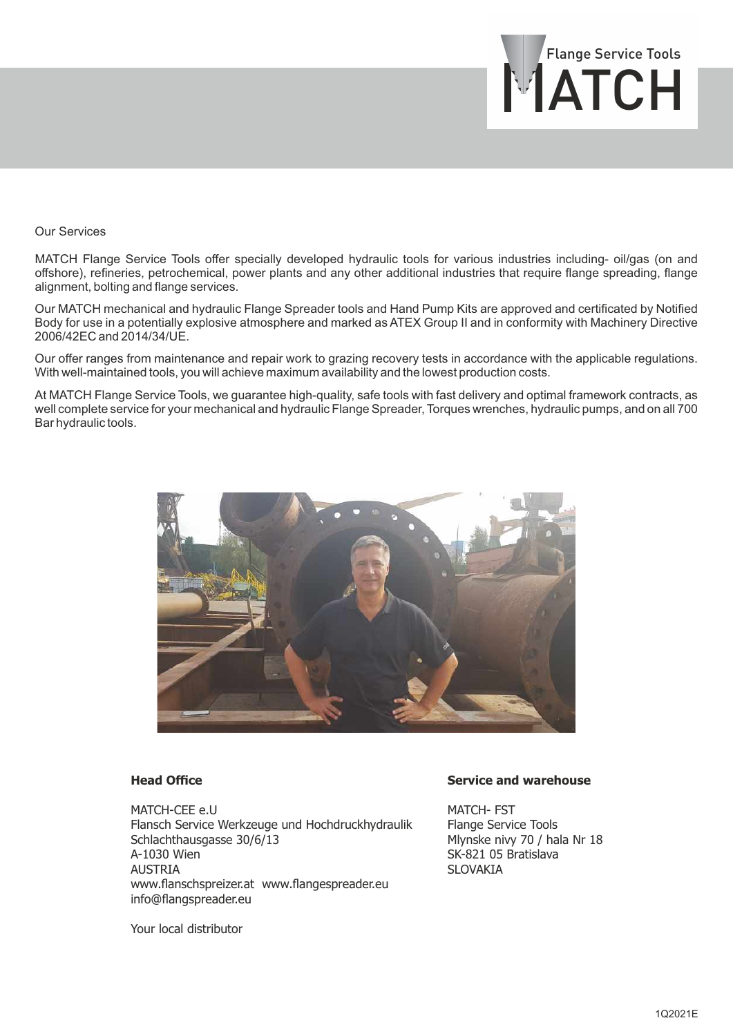Our Services

MATCH Flange Service Tools offer specially developed hydraulic tools for various industries including- oil/gas (on and offshore), refineries, petrochemical, power plants and any other additional industries that require flange spreading, flange alignment, bolting and flange services.

Our MATCH mechanical and hydraulic Flange Spreader tools and Hand Pump Kits are approved and certificated by Notified Body for use in a potentially explosive atmosphere and marked as ATEX Group II and in conformity with Machinery Directive 2006/42EC and 2014/34/UE.

Our offer ranges from maintenance and repair work to grazing recovery tests in accordance with the applicable regulations. With well-maintained tools, you will achieve maximum availability and the lowest production costs.

At MATCH Flange Service Tools, we guarantee high-quality, safe tools with fast delivery and optimal framework contracts, as well complete service for your mechanical and hydraulic Flange Spreader, Torques wrenches, hydraulic pumps, and on all 700 Bar hydraulic tools.

**Head Office**

MATCH-CEE e.U
Flansch Service Werkzeuge und Hochdruckhydraulik
Schlachthausgasse 30/6/13
A-1030 Wien
AUSTRIA
www.flanschspreizer.at www.flangespreader.eu
info@flangspreader.eu

Your local distributor

**Service and warehouse**

MATCH- FST
Flange Service Tools
Mlynske nivy 70 / hala Nr 18
SK-821 05 Bratislava
SLOVAKIA

1Q2021E